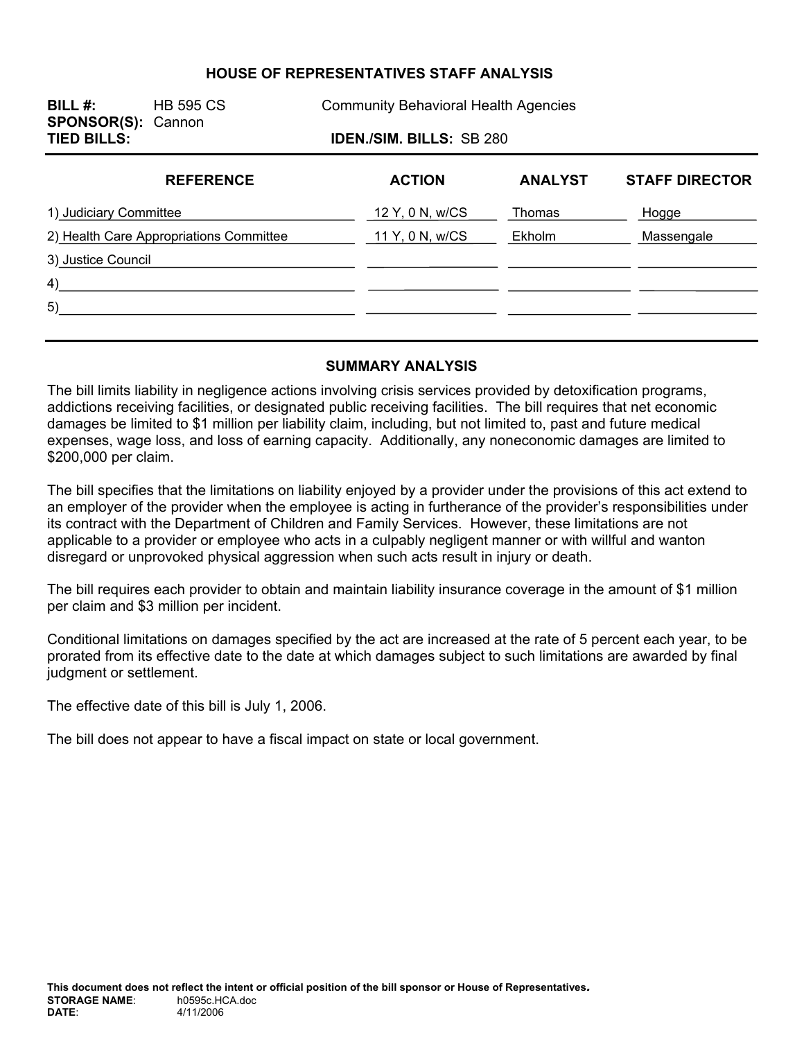# HOUSE OF REPRESENTATIVES STAFF ANALYSIS

**BILL #:** HB 595 CS — Community Behavioral Health Agencies
**SPONSOR(S):** Cannon
**TIED BILLS:** **IDEN./SIM. BILLS:** SB 280

| REFERENCE | ACTION | ANALYST | STAFF DIRECTOR |
|---|---|---|---|
| 1) Judiciary Committee | 12 Y, 0 N, w/CS | Thomas | Hogge |
| 2) Health Care Appropriations Committee | 11 Y, 0 N, w/CS | Ekholm | Massengale |
| 3) Justice Council | | | |
| 4) | | | |
| 5) | | | |

## SUMMARY ANALYSIS

The bill limits liability in negligence actions involving crisis services provided by detoxification programs, addictions receiving facilities, or designated public receiving facilities. The bill requires that net economic damages be limited to $1 million per liability claim, including, but not limited to, past and future medical expenses, wage loss, and loss of earning capacity. Additionally, any noneconomic damages are limited to $200,000 per claim.

The bill specifies that the limitations on liability enjoyed by a provider under the provisions of this act extend to an employer of the provider when the employee is acting in furtherance of the provider's responsibilities under its contract with the Department of Children and Family Services. However, these limitations are not applicable to a provider or employee who acts in a culpably negligent manner or with willful and wanton disregard or unprovoked physical aggression when such acts result in injury or death.

The bill requires each provider to obtain and maintain liability insurance coverage in the amount of $1 million per claim and $3 million per incident.

Conditional limitations on damages specified by the act are increased at the rate of 5 percent each year, to be prorated from its effective date to the date at which damages subject to such limitations are awarded by final judgment or settlement.

The effective date of this bill is July 1, 2006.

The bill does not appear to have a fiscal impact on state or local government.

**This document does not reflect the intent or official position of the bill sponsor or House of Representatives.**
**STORAGE NAME**: h0595c.HCA.doc
**DATE**: 4/11/2006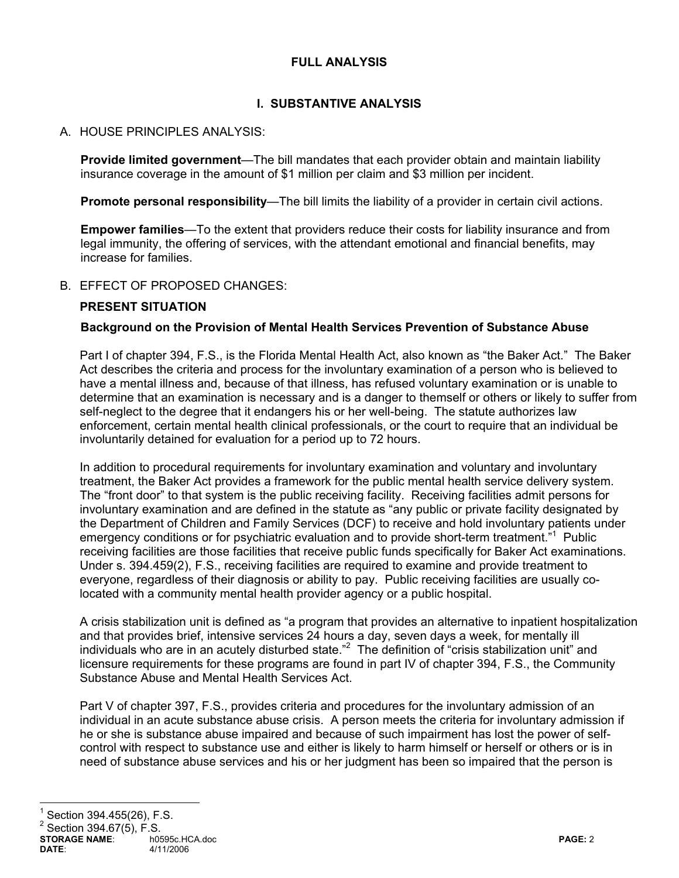## FULL ANALYSIS

### I. SUBSTANTIVE ANALYSIS

A. HOUSE PRINCIPLES ANALYSIS:

**Provide limited government**—The bill mandates that each provider obtain and maintain liability insurance coverage in the amount of $1 million per claim and $3 million per incident.

**Promote personal responsibility**—The bill limits the liability of a provider in certain civil actions.

**Empower families**—To the extent that providers reduce their costs for liability insurance and from legal immunity, the offering of services, with the attendant emotional and financial benefits, may increase for families.

B. EFFECT OF PROPOSED CHANGES:

**PRESENT SITUATION**

**Background on the Provision of Mental Health Services Prevention of Substance Abuse**

Part I of chapter 394, F.S., is the Florida Mental Health Act, also known as "the Baker Act." The Baker Act describes the criteria and process for the involuntary examination of a person who is believed to have a mental illness and, because of that illness, has refused voluntary examination or is unable to determine that an examination is necessary and is a danger to themself or others or likely to suffer from self-neglect to the degree that it endangers his or her well-being. The statute authorizes law enforcement, certain mental health clinical professionals, or the court to require that an individual be involuntarily detained for evaluation for a period up to 72 hours.

In addition to procedural requirements for involuntary examination and voluntary and involuntary treatment, the Baker Act provides a framework for the public mental health service delivery system. The "front door" to that system is the public receiving facility. Receiving facilities admit persons for involuntary examination and are defined in the statute as "any public or private facility designated by the Department of Children and Family Services (DCF) to receive and hold involuntary patients under emergency conditions or for psychiatric evaluation and to provide short-term treatment."[1] Public receiving facilities are those facilities that receive public funds specifically for Baker Act examinations. Under s. 394.459(2), F.S., receiving facilities are required to examine and provide treatment to everyone, regardless of their diagnosis or ability to pay. Public receiving facilities are usually co-located with a community mental health provider agency or a public hospital.

A crisis stabilization unit is defined as "a program that provides an alternative to inpatient hospitalization and that provides brief, intensive services 24 hours a day, seven days a week, for mentally ill individuals who are in an acutely disturbed state."[2] The definition of "crisis stabilization unit" and licensure requirements for these programs are found in part IV of chapter 394, F.S., the Community Substance Abuse and Mental Health Services Act.

Part V of chapter 397, F.S., provides criteria and procedures for the involuntary admission of an individual in an acute substance abuse crisis. A person meets the criteria for involuntary admission if he or she is substance abuse impaired and because of such impairment has lost the power of self-control with respect to substance use and either is likely to harm himself or herself or others or is in need of substance abuse services and his or her judgment has been so impaired that the person is

---

[1] Section 394.455(26), F.S.

[2] Section 394.67(5), F.S.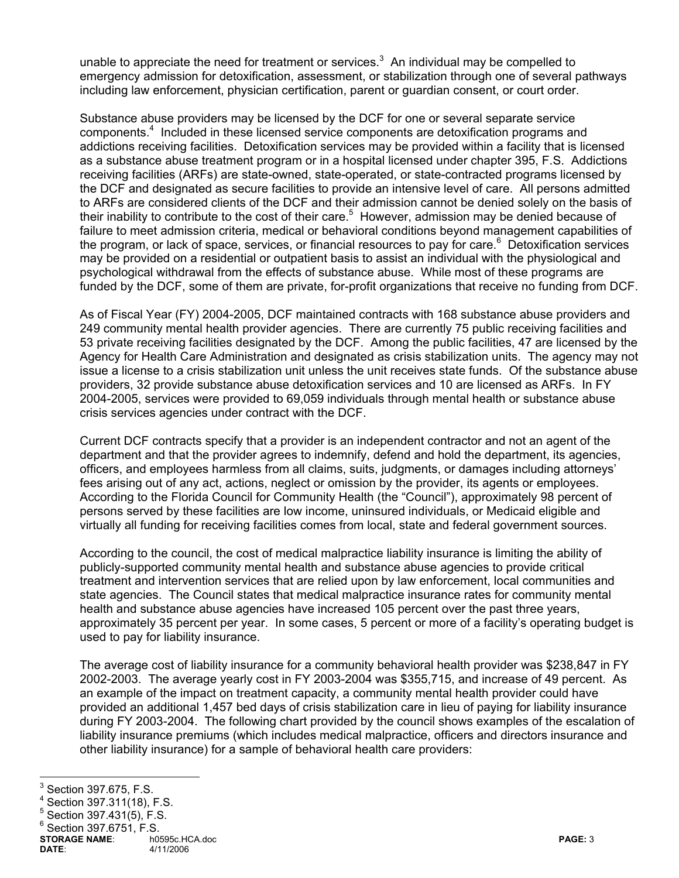unable to appreciate the need for treatment or services.[3] An individual may be compelled to emergency admission for detoxification, assessment, or stabilization through one of several pathways including law enforcement, physician certification, parent or guardian consent, or court order.

Substance abuse providers may be licensed by the DCF for one or several separate service components.[4] Included in these licensed service components are detoxification programs and addictions receiving facilities. Detoxification services may be provided within a facility that is licensed as a substance abuse treatment program or in a hospital licensed under chapter 395, F.S. Addictions receiving facilities (ARFs) are state-owned, state-operated, or state-contracted programs licensed by the DCF and designated as secure facilities to provide an intensive level of care. All persons admitted to ARFs are considered clients of the DCF and their admission cannot be denied solely on the basis of their inability to contribute to the cost of their care.[5] However, admission may be denied because of failure to meet admission criteria, medical or behavioral conditions beyond management capabilities of the program, or lack of space, services, or financial resources to pay for care.[6] Detoxification services may be provided on a residential or outpatient basis to assist an individual with the physiological and psychological withdrawal from the effects of substance abuse. While most of these programs are funded by the DCF, some of them are private, for-profit organizations that receive no funding from DCF.

As of Fiscal Year (FY) 2004-2005, DCF maintained contracts with 168 substance abuse providers and 249 community mental health provider agencies. There are currently 75 public receiving facilities and 53 private receiving facilities designated by the DCF. Among the public facilities, 47 are licensed by the Agency for Health Care Administration and designated as crisis stabilization units. The agency may not issue a license to a crisis stabilization unit unless the unit receives state funds. Of the substance abuse providers, 32 provide substance abuse detoxification services and 10 are licensed as ARFs. In FY 2004-2005, services were provided to 69,059 individuals through mental health or substance abuse crisis services agencies under contract with the DCF.

Current DCF contracts specify that a provider is an independent contractor and not an agent of the department and that the provider agrees to indemnify, defend and hold the department, its agencies, officers, and employees harmless from all claims, suits, judgments, or damages including attorneys' fees arising out of any act, actions, neglect or omission by the provider, its agents or employees. According to the Florida Council for Community Health (the "Council"), approximately 98 percent of persons served by these facilities are low income, uninsured individuals, or Medicaid eligible and virtually all funding for receiving facilities comes from local, state and federal government sources.

According to the council, the cost of medical malpractice liability insurance is limiting the ability of publicly-supported community mental health and substance abuse agencies to provide critical treatment and intervention services that are relied upon by law enforcement, local communities and state agencies. The Council states that medical malpractice insurance rates for community mental health and substance abuse agencies have increased 105 percent over the past three years, approximately 35 percent per year. In some cases, 5 percent or more of a facility's operating budget is used to pay for liability insurance.

The average cost of liability insurance for a community behavioral health provider was $238,847 in FY 2002-2003. The average yearly cost in FY 2003-2004 was $355,715, and increase of 49 percent. As an example of the impact on treatment capacity, a community mental health provider could have provided an additional 1,457 bed days of crisis stabilization care in lieu of paying for liability insurance during FY 2003-2004. The following chart provided by the council shows examples of the escalation of liability insurance premiums (which includes medical malpractice, officers and directors insurance and other liability insurance) for a sample of behavioral health care providers:

---

[3] Section 397.675, F.S.

[4] Section 397.311(18), F.S.

[5] Section 397.431(5), F.S.

[6] Section 397.6751, F.S.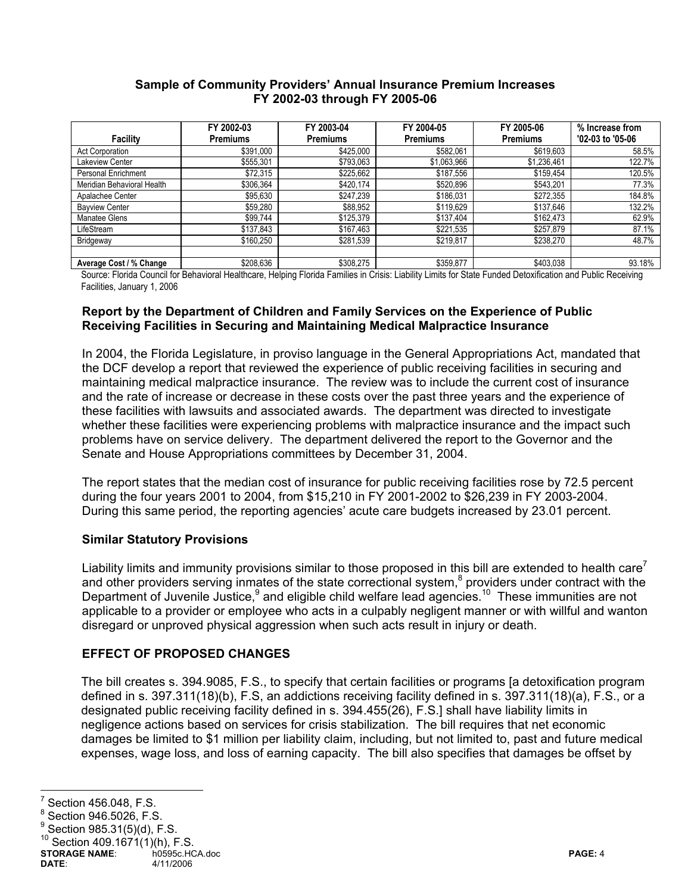**Sample of Community Providers' Annual Insurance Premium Increases FY 2002-03 through FY 2005-06**

| Facility | FY 2002-03 Premiums | FY 2003-04 Premiums | FY 2004-05 Premiums | FY 2005-06 Premiums | % Increase from '02-03 to '05-06 |
|---|---|---|---|---|---|
| Act Corporation | $391,000 | $425,000 | $582,061 | $619,603 | 58.5% |
| Lakeview Center | $555,301 | $793,063 | $1,063,966 | $1,236,461 | 122.7% |
| Personal Enrichment | $72,315 | $225,662 | $187,556 | $159,454 | 120.5% |
| Meridian Behavioral Health | $306,364 | $420,174 | $520,896 | $543,201 | 77.3% |
| Apalachee Center | $95,630 | $247,239 | $186,031 | $272,355 | 184.8% |
| Bayview Center | $59,280 | $88,952 | $119,629 | $137,646 | 132.2% |
| Manatee Glens | $99,744 | $125,379 | $137,404 | $162,473 | 62.9% |
| LifeStream | $137,843 | $167,463 | $221,535 | $257,879 | 87.1% |
| Bridgeway | $160,250 | $281,539 | $219,817 | $238,270 | 48.7% |
| | | | | | |
| **Average Cost / % Change** | $208,636 | $308,275 | $359,877 | $403,038 | 93.18% |

Source: Florida Council for Behavioral Healthcare, Helping Florida Families in Crisis: Liability Limits for State Funded Detoxification and Public Receiving Facilities, January 1, 2006

### Report by the Department of Children and Family Services on the Experience of Public Receiving Facilities in Securing and Maintaining Medical Malpractice Insurance

In 2004, the Florida Legislature, in proviso language in the General Appropriations Act, mandated that the DCF develop a report that reviewed the experience of public receiving facilities in securing and maintaining medical malpractice insurance. The review was to include the current cost of insurance and the rate of increase or decrease in these costs over the past three years and the experience of these facilities with lawsuits and associated awards. The department was directed to investigate whether these facilities were experiencing problems with malpractice insurance and the impact such problems have on service delivery. The department delivered the report to the Governor and the Senate and House Appropriations committees by December 31, 2004.

The report states that the median cost of insurance for public receiving facilities rose by 72.5 percent during the four years 2001 to 2004, from $15,210 in FY 2001-2002 to $26,239 in FY 2003-2004. During this same period, the reporting agencies' acute care budgets increased by 23.01 percent.

### Similar Statutory Provisions

Liability limits and immunity provisions similar to those proposed in this bill are extended to health care[7] and other providers serving inmates of the state correctional system,[8] providers under contract with the Department of Juvenile Justice,[9] and eligible child welfare lead agencies.[10] These immunities are not applicable to a provider or employee who acts in a culpably negligent manner or with willful and wanton disregard or unproved physical aggression when such acts result in injury or death.

## EFFECT OF PROPOSED CHANGES

The bill creates s. 394.9085, F.S., to specify that certain facilities or programs [a detoxification program defined in s. 397.311(18)(b), F.S, an addictions receiving facility defined in s. 397.311(18)(a), F.S., or a designated public receiving facility defined in s. 394.455(26), F.S.] shall have liability limits in negligence actions based on services for crisis stabilization. The bill requires that net economic damages be limited to $1 million per liability claim, including, but not limited to, past and future medical expenses, wage loss, and loss of earning capacity. The bill also specifies that damages be offset by

---

[7] Section 456.048, F.S.
[8] Section 946.5026, F.S.
[9] Section 985.31(5)(d), F.S.
[10] Section 409.1671(1)(h), F.S.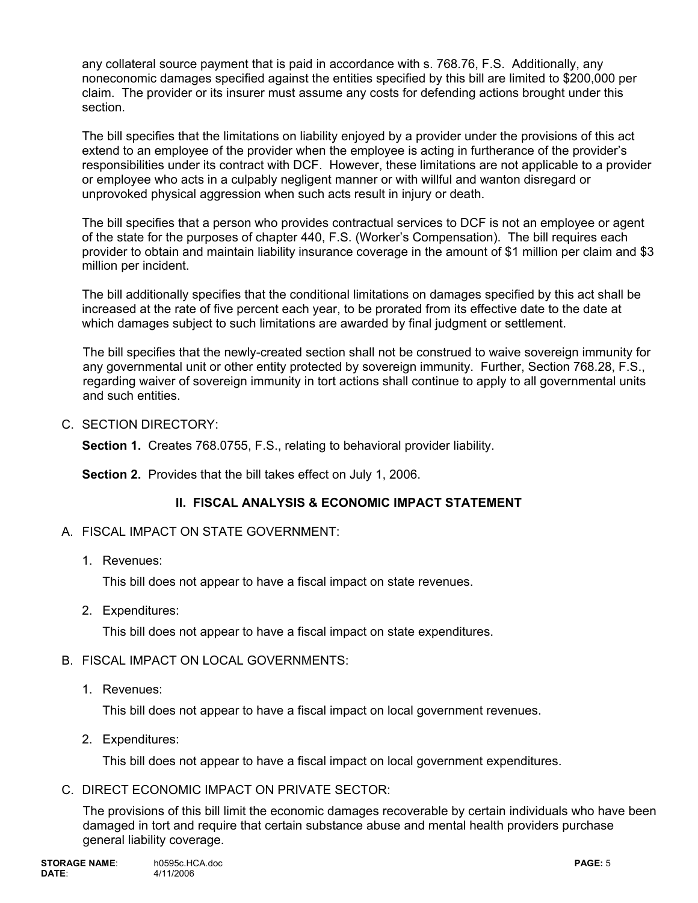any collateral source payment that is paid in accordance with s. 768.76, F.S. Additionally, any noneconomic damages specified against the entities specified by this bill are limited to $200,000 per claim. The provider or its insurer must assume any costs for defending actions brought under this section.

The bill specifies that the limitations on liability enjoyed by a provider under the provisions of this act extend to an employee of the provider when the employee is acting in furtherance of the provider's responsibilities under its contract with DCF. However, these limitations are not applicable to a provider or employee who acts in a culpably negligent manner or with willful and wanton disregard or unprovoked physical aggression when such acts result in injury or death.

The bill specifies that a person who provides contractual services to DCF is not an employee or agent of the state for the purposes of chapter 440, F.S. (Worker's Compensation). The bill requires each provider to obtain and maintain liability insurance coverage in the amount of $1 million per claim and $3 million per incident.

The bill additionally specifies that the conditional limitations on damages specified by this act shall be increased at the rate of five percent each year, to be prorated from its effective date to the date at which damages subject to such limitations are awarded by final judgment or settlement.

The bill specifies that the newly-created section shall not be construed to waive sovereign immunity for any governmental unit or other entity protected by sovereign immunity. Further, Section 768.28, F.S., regarding waiver of sovereign immunity in tort actions shall continue to apply to all governmental units and such entities.

C. SECTION DIRECTORY:

**Section 1.** Creates 768.0755, F.S., relating to behavioral provider liability.

**Section 2.** Provides that the bill takes effect on July 1, 2006.

## II. FISCAL ANALYSIS & ECONOMIC IMPACT STATEMENT

A. FISCAL IMPACT ON STATE GOVERNMENT:

1. Revenues:

   This bill does not appear to have a fiscal impact on state revenues.

2. Expenditures:

   This bill does not appear to have a fiscal impact on state expenditures.

B. FISCAL IMPACT ON LOCAL GOVERNMENTS:

1. Revenues:

   This bill does not appear to have a fiscal impact on local government revenues.

2. Expenditures:

   This bill does not appear to have a fiscal impact on local government expenditures.

C. DIRECT ECONOMIC IMPACT ON PRIVATE SECTOR:

The provisions of this bill limit the economic damages recoverable by certain individuals who have been damaged in tort and require that certain substance abuse and mental health providers purchase general liability coverage.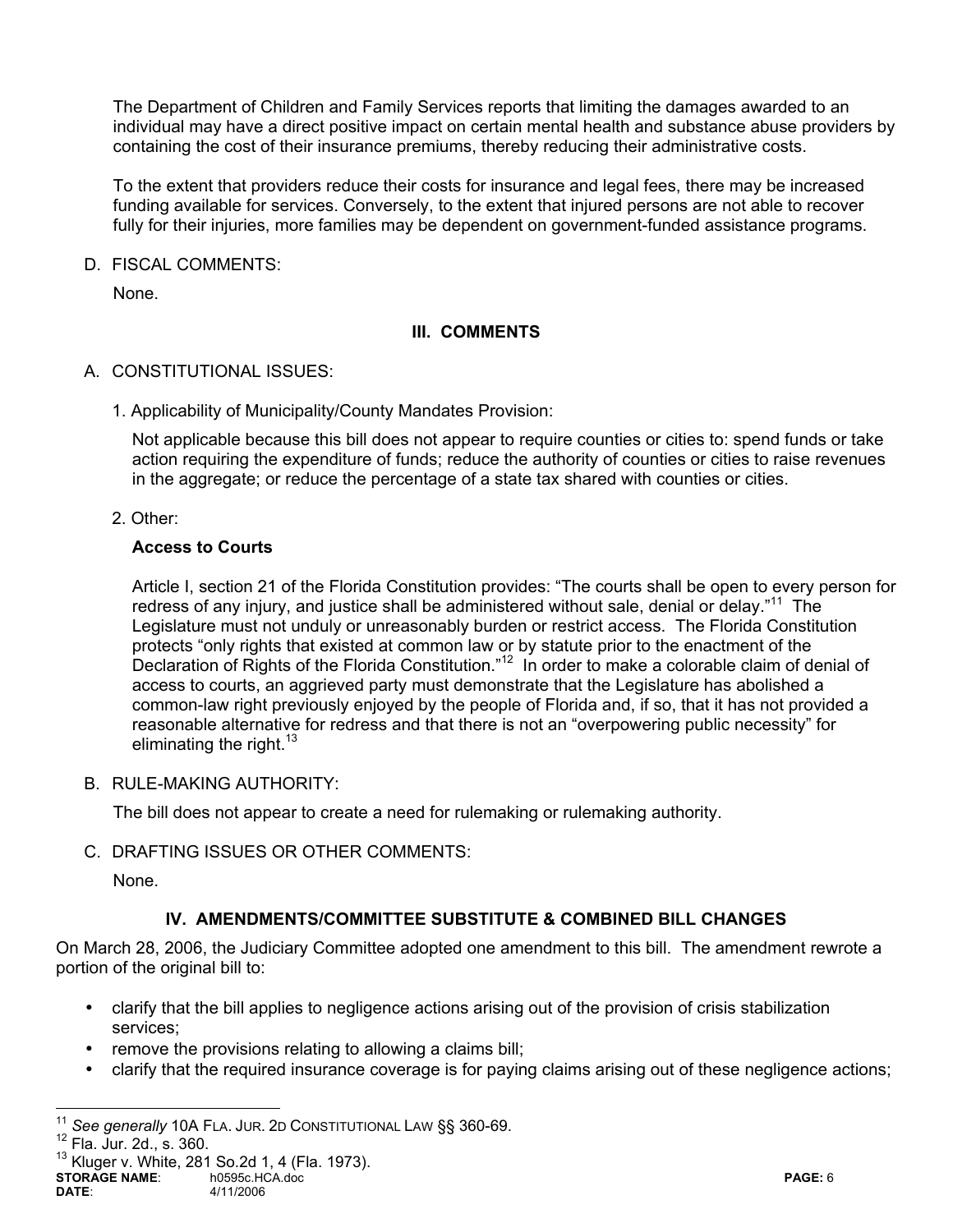The Department of Children and Family Services reports that limiting the damages awarded to an individual may have a direct positive impact on certain mental health and substance abuse providers by containing the cost of their insurance premiums, thereby reducing their administrative costs.

To the extent that providers reduce their costs for insurance and legal fees, there may be increased funding available for services. Conversely, to the extent that injured persons are not able to recover fully for their injuries, more families may be dependent on government-funded assistance programs.

D. FISCAL COMMENTS:

None.

## III. COMMENTS

A. CONSTITUTIONAL ISSUES:

1. Applicability of Municipality/County Mandates Provision:

Not applicable because this bill does not appear to require counties or cities to: spend funds or take action requiring the expenditure of funds; reduce the authority of counties or cities to raise revenues in the aggregate; or reduce the percentage of a state tax shared with counties or cities.

2. Other:

**Access to Courts**

Article I, section 21 of the Florida Constitution provides: "The courts shall be open to every person for redress of any injury, and justice shall be administered without sale, denial or delay."[11] The Legislature must not unduly or unreasonably burden or restrict access. The Florida Constitution protects "only rights that existed at common law or by statute prior to the enactment of the Declaration of Rights of the Florida Constitution."[12] In order to make a colorable claim of denial of access to courts, an aggrieved party must demonstrate that the Legislature has abolished a common-law right previously enjoyed by the people of Florida and, if so, that it has not provided a reasonable alternative for redress and that there is not an "overpowering public necessity" for eliminating the right.[13]

B. RULE-MAKING AUTHORITY:

The bill does not appear to create a need for rulemaking or rulemaking authority.

C. DRAFTING ISSUES OR OTHER COMMENTS:

None.

## IV. AMENDMENTS/COMMITTEE SUBSTITUTE & COMBINED BILL CHANGES

On March 28, 2006, the Judiciary Committee adopted one amendment to this bill. The amendment rewrote a portion of the original bill to:

- clarify that the bill applies to negligence actions arising out of the provision of crisis stabilization services;
- remove the provisions relating to allowing a claims bill;
- clarify that the required insurance coverage is for paying claims arising out of these negligence actions;

---

[11] *See generally* 10A FLA. JUR. 2D CONSTITUTIONAL LAW §§ 360-69.

[12] Fla. Jur. 2d., s. 360.

[13] Kluger v. White, 281 So.2d 1, 4 (Fla. 1973).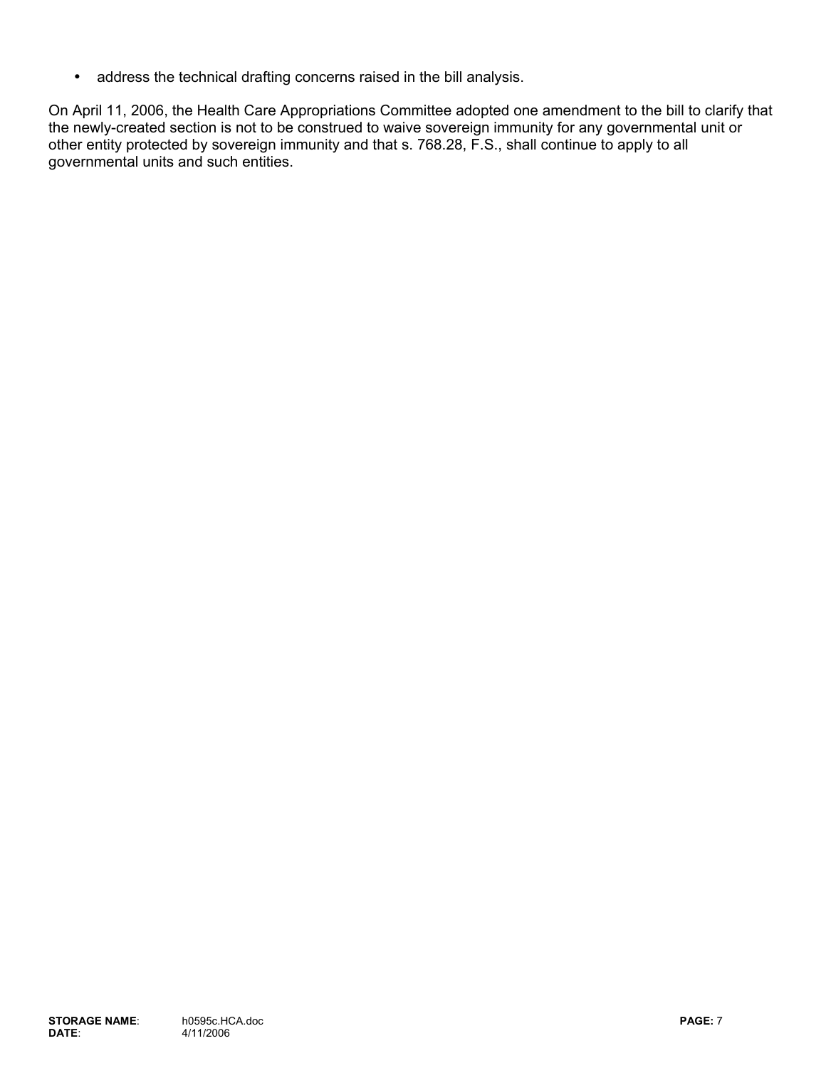- address the technical drafting concerns raised in the bill analysis.

On April 11, 2006, the Health Care Appropriations Committee adopted one amendment to the bill to clarify that the newly-created section is not to be construed to waive sovereign immunity for any governmental unit or other entity protected by sovereign immunity and that s. 768.28, F.S., shall continue to apply to all governmental units and such entities.